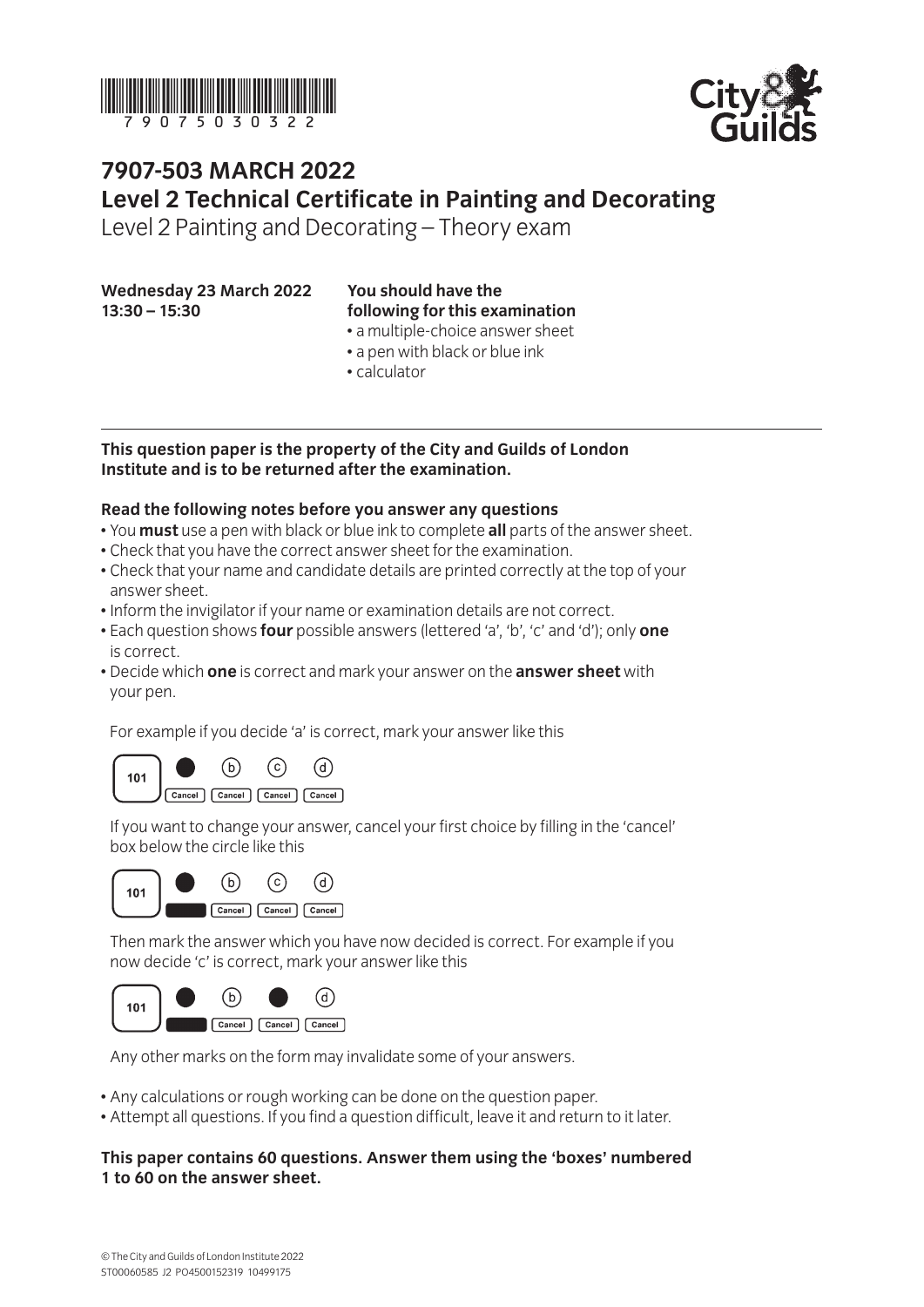7 9 0 7 5 0 3 0 3 2 2

# 7907-503 MARCH 2022
# Level 2 Technical Certificate in Painting and Decorating

Level 2 Painting and Decorating – Theory exam

**Wednesday 23 March 2022**
**13:30 – 15:30**

**You should have the following for this examination**

- a multiple-choice answer sheet
- a pen with black or blue ink
- calculator

---

**This question paper is the property of the City and Guilds of London Institute and is to be returned after the examination.**

**Read the following notes before you answer any questions**

- You **must** use a pen with black or blue ink to complete **all** parts of the answer sheet.
- Check that you have the correct answer sheet for the examination.
- Check that your name and candidate details are printed correctly at the top of your answer sheet.
- Inform the invigilator if your name or examination details are not correct.
- Each question shows **four** possible answers (lettered 'a', 'b', 'c' and 'd'); only **one** is correct.
- Decide which **one** is correct and mark your answer on the **answer sheet** with your pen.

  For example if you decide 'a' is correct, mark your answer like this

  101 ● ⓑ ⓒ ⓓ
  Cancel Cancel Cancel Cancel

  If you want to change your answer, cancel your first choice by filling in the 'cancel' box below the circle like this

  101 ● ⓑ ⓒ ⓓ
  ■ Cancel Cancel Cancel

  Then mark the answer which you have now decided is correct. For example if you now decide 'c' is correct, mark your answer like this

  101 ● ⓑ ● ⓓ
  ■ Cancel Cancel Cancel

  Any other marks on the form may invalidate some of your answers.

- Any calculations or rough working can be done on the question paper.
- Attempt all questions. If you find a question difficult, leave it and return to it later.

**This paper contains 60 questions. Answer them using the 'boxes' numbered 1 to 60 on the answer sheet.**

© The City and Guilds of London Institute 2022
ST00060585 J2 PO4500152319 10499175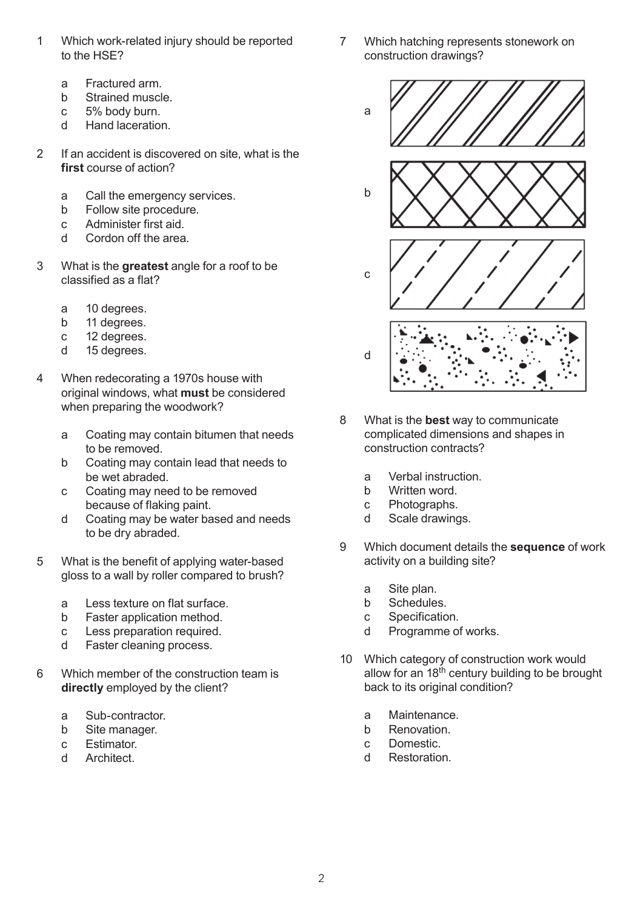1 Which work-related injury should be reported to the HSE?

   a Fractured arm.
   b Strained muscle.
   c 5% body burn.
   d Hand laceration.

2 If an accident is discovered on site, what is the **first** course of action?

   a Call the emergency services.
   b Follow site procedure.
   c Administer first aid.
   d Cordon off the area.

3 What is the **greatest** angle for a roof to be classified as a flat?

   a 10 degrees.
   b 11 degrees.
   c 12 degrees.
   d 15 degrees.

4 When redecorating a 1970s house with original windows, what **must** be considered when preparing the woodwork?

   a Coating may contain bitumen that needs to be removed.
   b Coating may contain lead that needs to be wet abraded.
   c Coating may need to be removed because of flaking paint.
   d Coating may be water based and needs to be dry abraded.

5 What is the benefit of applying water-based gloss to a wall by roller compared to brush?

   a Less texture on flat surface.
   b Faster application method.
   c Less preparation required.
   d Faster cleaning process.

6 Which member of the construction team is **directly** employed by the client?

   a Sub-contractor.
   b Site manager.
   c Estimator.
   d Architect.

7 Which hatching represents stonework on construction drawings?

   a
   b
   c
   d

8 What is the **best** way to communicate complicated dimensions and shapes in construction contracts?

   a Verbal instruction.
   b Written word.
   c Photographs.
   d Scale drawings.

9 Which document details the **sequence** of work activity on a building site?

   a Site plan.
   b Schedules.
   c Specification.
   d Programme of works.

10 Which category of construction work would allow for an 18th century building to be brought back to its original condition?

   a Maintenance.
   b Renovation.
   c Domestic.
   d Restoration.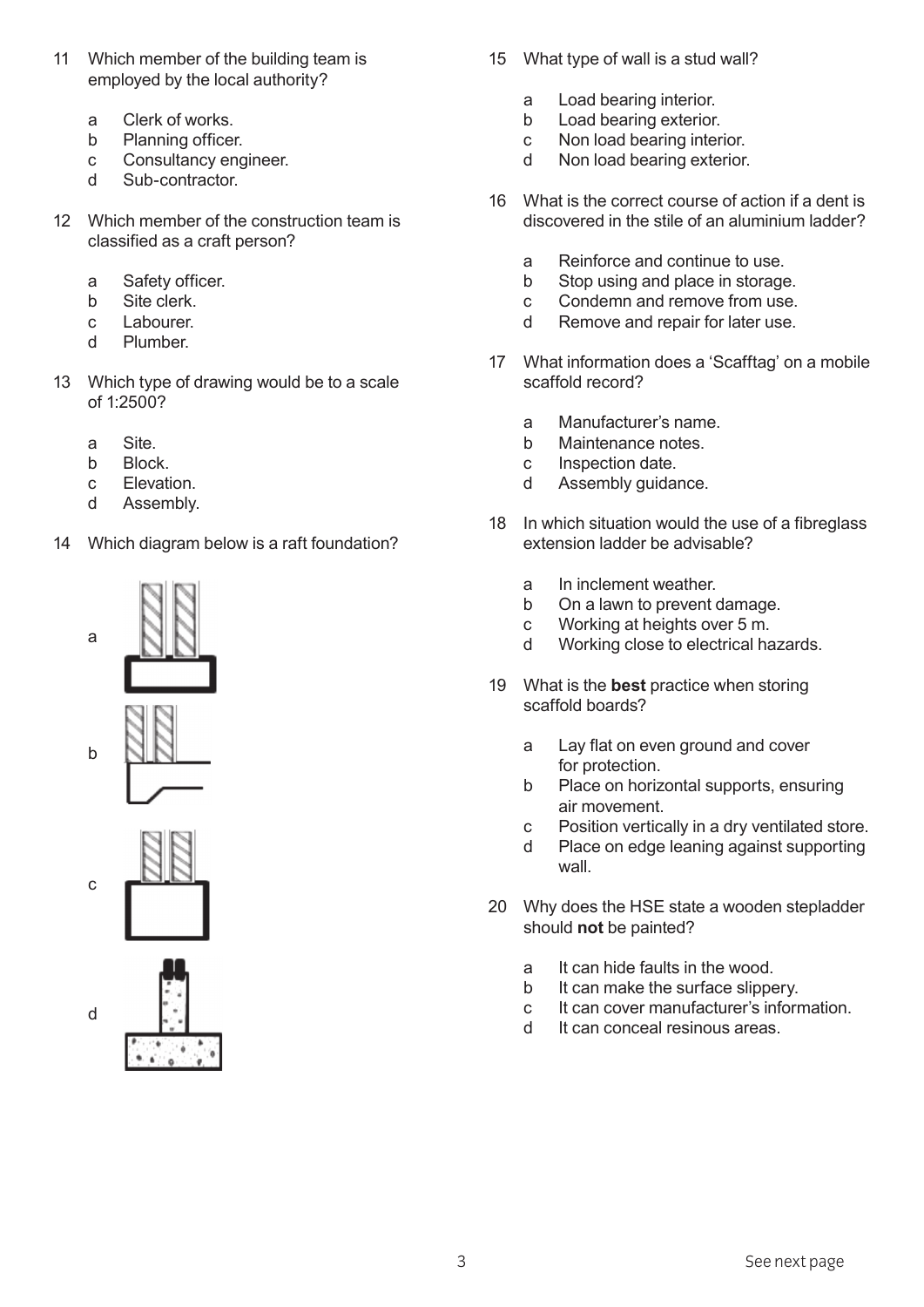11 Which member of the building team is employed by the local authority?

- a Clerk of works.
- b Planning officer.
- c Consultancy engineer.
- d Sub-contractor.

12 Which member of the construction team is classified as a craft person?

- a Safety officer.
- b Site clerk.
- c Labourer.
- d Plumber.

13 Which type of drawing would be to a scale of 1:2500?

- a Site.
- b Block.
- c Elevation.
- d Assembly.

14 Which diagram below is a raft foundation?

a

b

c

d

15 What type of wall is a stud wall?

- a Load bearing interior.
- b Load bearing exterior.
- c Non load bearing interior.
- d Non load bearing exterior.

16 What is the correct course of action if a dent is discovered in the stile of an aluminium ladder?

- a Reinforce and continue to use.
- b Stop using and place in storage.
- c Condemn and remove from use.
- d Remove and repair for later use.

17 What information does a 'Scafftag' on a mobile scaffold record?

- a Manufacturer's name.
- b Maintenance notes.
- c Inspection date.
- d Assembly guidance.

18 In which situation would the use of a fibreglass extension ladder be advisable?

- a In inclement weather.
- b On a lawn to prevent damage.
- c Working at heights over 5 m.
- d Working close to electrical hazards.

19 What is the **best** practice when storing scaffold boards?

- a Lay flat on even ground and cover for protection.
- b Place on horizontal supports, ensuring air movement.
- c Position vertically in a dry ventilated store.
- d Place on edge leaning against supporting wall.

20 Why does the HSE state a wooden stepladder should **not** be painted?

- a It can hide faults in the wood.
- b It can make the surface slippery.
- c It can cover manufacturer's information.
- d It can conceal resinous areas.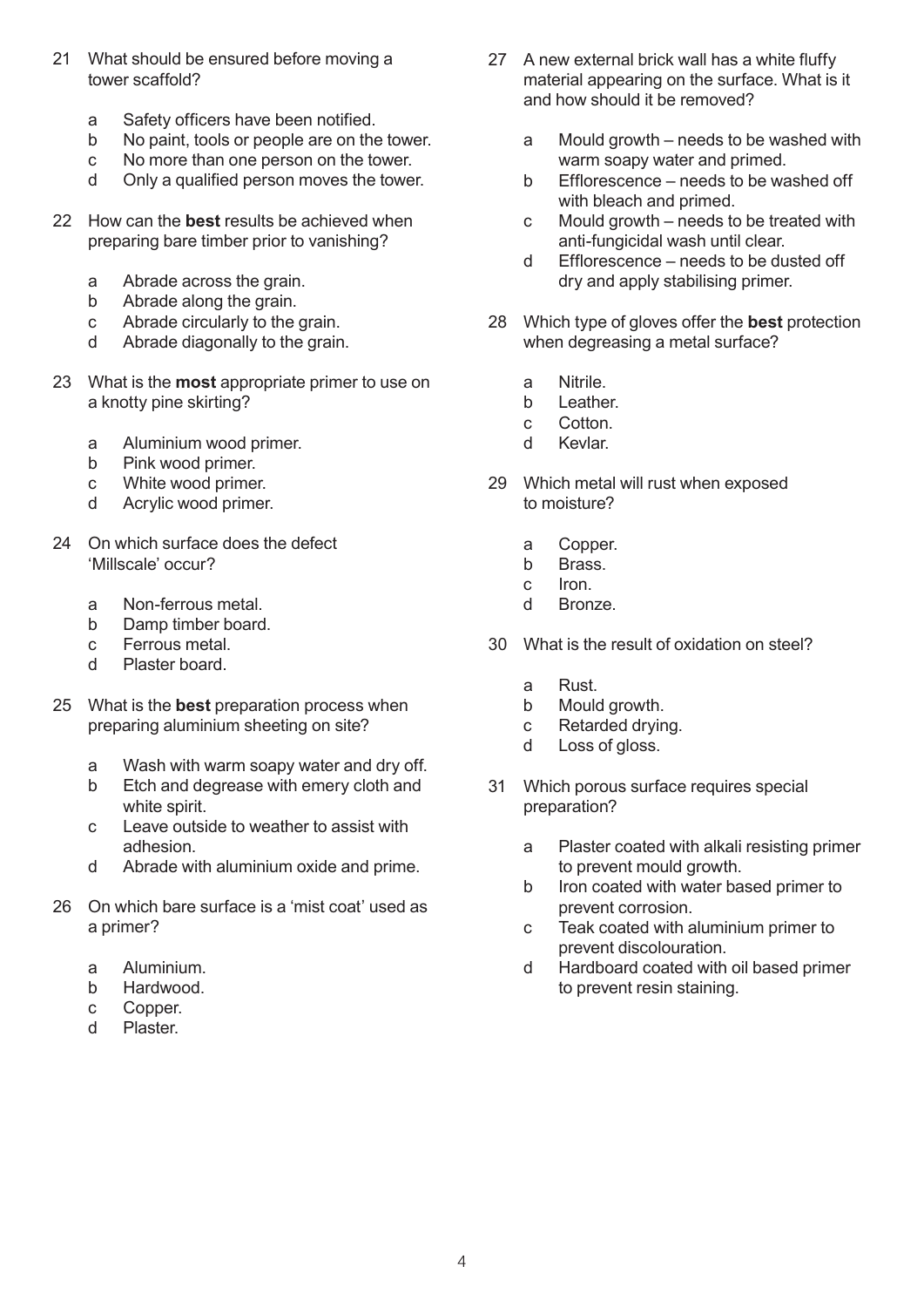21 What should be ensured before moving a tower scaffold?

   a Safety officers have been notified.
   b No paint, tools or people are on the tower.
   c No more than one person on the tower.
   d Only a qualified person moves the tower.

22 How can the **best** results be achieved when preparing bare timber prior to vanishing?

   a Abrade across the grain.
   b Abrade along the grain.
   c Abrade circularly to the grain.
   d Abrade diagonally to the grain.

23 What is the **most** appropriate primer to use on a knotty pine skirting?

   a Aluminium wood primer.
   b Pink wood primer.
   c White wood primer.
   d Acrylic wood primer.

24 On which surface does the defect 'Millscale' occur?

   a Non-ferrous metal.
   b Damp timber board.
   c Ferrous metal.
   d Plaster board.

25 What is the **best** preparation process when preparing aluminium sheeting on site?

   a Wash with warm soapy water and dry off.
   b Etch and degrease with emery cloth and white spirit.
   c Leave outside to weather to assist with adhesion.
   d Abrade with aluminium oxide and prime.

26 On which bare surface is a 'mist coat' used as a primer?

   a Aluminium.
   b Hardwood.
   c Copper.
   d Plaster.

27 A new external brick wall has a white fluffy material appearing on the surface. What is it and how should it be removed?

   a Mould growth – needs to be washed with warm soapy water and primed.
   b Efflorescence – needs to be washed off with bleach and primed.
   c Mould growth – needs to be treated with anti-fungicidal wash until clear.
   d Efflorescence – needs to be dusted off dry and apply stabilising primer.

28 Which type of gloves offer the **best** protection when degreasing a metal surface?

   a Nitrile.
   b Leather.
   c Cotton.
   d Kevlar.

29 Which metal will rust when exposed to moisture?

   a Copper.
   b Brass.
   c Iron.
   d Bronze.

30 What is the result of oxidation on steel?

   a Rust.
   b Mould growth.
   c Retarded drying.
   d Loss of gloss.

31 Which porous surface requires special preparation?

   a Plaster coated with alkali resisting primer to prevent mould growth.
   b Iron coated with water based primer to prevent corrosion.
   c Teak coated with aluminium primer to prevent discolouration.
   d Hardboard coated with oil based primer to prevent resin staining.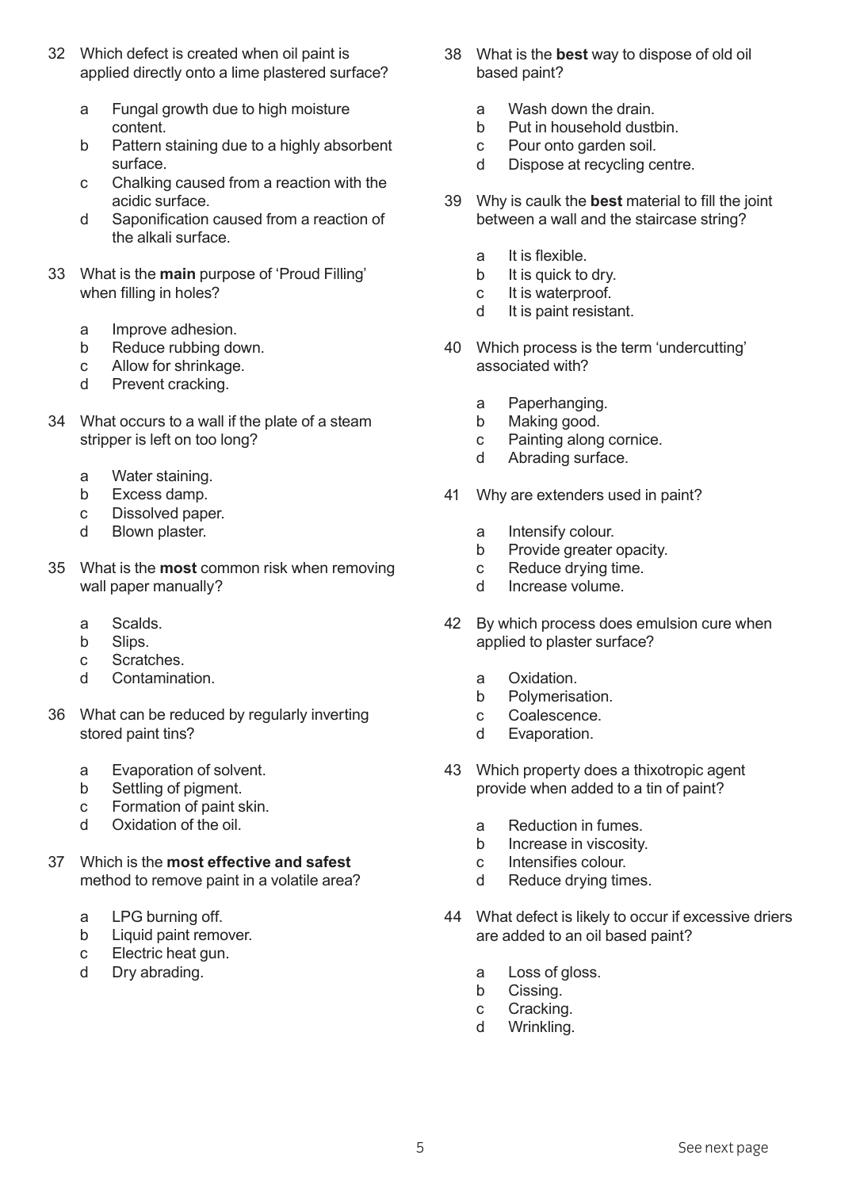32 Which defect is created when oil paint is applied directly onto a lime plastered surface?

   a Fungal growth due to high moisture content.
   b Pattern staining due to a highly absorbent surface.
   c Chalking caused from a reaction with the acidic surface.
   d Saponification caused from a reaction of the alkali surface.

33 What is the **main** purpose of 'Proud Filling' when filling in holes?

   a Improve adhesion.
   b Reduce rubbing down.
   c Allow for shrinkage.
   d Prevent cracking.

34 What occurs to a wall if the plate of a steam stripper is left on too long?

   a Water staining.
   b Excess damp.
   c Dissolved paper.
   d Blown plaster.

35 What is the **most** common risk when removing wall paper manually?

   a Scalds.
   b Slips.
   c Scratches.
   d Contamination.

36 What can be reduced by regularly inverting stored paint tins?

   a Evaporation of solvent.
   b Settling of pigment.
   c Formation of paint skin.
   d Oxidation of the oil.

37 Which is the **most effective and safest** method to remove paint in a volatile area?

   a LPG burning off.
   b Liquid paint remover.
   c Electric heat gun.
   d Dry abrading.

38 What is the **best** way to dispose of old oil based paint?

   a Wash down the drain.
   b Put in household dustbin.
   c Pour onto garden soil.
   d Dispose at recycling centre.

39 Why is caulk the **best** material to fill the joint between a wall and the staircase string?

   a It is flexible.
   b It is quick to dry.
   c It is waterproof.
   d It is paint resistant.

40 Which process is the term 'undercutting' associated with?

   a Paperhanging.
   b Making good.
   c Painting along cornice.
   d Abrading surface.

41 Why are extenders used in paint?

   a Intensify colour.
   b Provide greater opacity.
   c Reduce drying time.
   d Increase volume.

42 By which process does emulsion cure when applied to plaster surface?

   a Oxidation.
   b Polymerisation.
   c Coalescence.
   d Evaporation.

43 Which property does a thixotropic agent provide when added to a tin of paint?

   a Reduction in fumes.
   b Increase in viscosity.
   c Intensifies colour.
   d Reduce drying times.

44 What defect is likely to occur if excessive driers are added to an oil based paint?

   a Loss of gloss.
   b Cissing.
   c Cracking.
   d Wrinkling.

See next page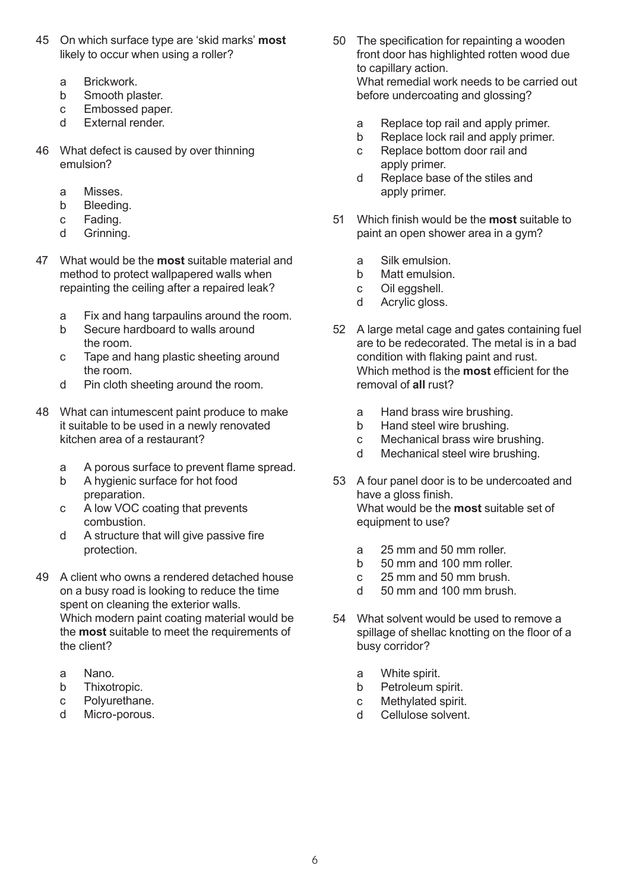45 On which surface type are 'skid marks' **most** likely to occur when using a roller?

a Brickwork.
b Smooth plaster.
c Embossed paper.
d External render.

46 What defect is caused by over thinning emulsion?

a Misses.
b Bleeding.
c Fading.
d Grinning.

47 What would be the **most** suitable material and method to protect wallpapered walls when repainting the ceiling after a repaired leak?

a Fix and hang tarpaulins around the room.
b Secure hardboard to walls around the room.
c Tape and hang plastic sheeting around the room.
d Pin cloth sheeting around the room.

48 What can intumescent paint produce to make it suitable to be used in a newly renovated kitchen area of a restaurant?

a A porous surface to prevent flame spread.
b A hygienic surface for hot food preparation.
c A low VOC coating that prevents combustion.
d A structure that will give passive fire protection.

49 A client who owns a rendered detached house on a busy road is looking to reduce the time spent on cleaning the exterior walls.
Which modern paint coating material would be the **most** suitable to meet the requirements of the client?

a Nano.
b Thixotropic.
c Polyurethane.
d Micro-porous.

50 The specification for repainting a wooden front door has highlighted rotten wood due to capillary action.
What remedial work needs to be carried out before undercoating and glossing?

a Replace top rail and apply primer.
b Replace lock rail and apply primer.
c Replace bottom door rail and apply primer.
d Replace base of the stiles and apply primer.

51 Which finish would be the **most** suitable to paint an open shower area in a gym?

a Silk emulsion.
b Matt emulsion.
c Oil eggshell.
d Acrylic gloss.

52 A large metal cage and gates containing fuel are to be redecorated. The metal is in a bad condition with flaking paint and rust.
Which method is the **most** efficient for the removal of **all** rust?

a Hand brass wire brushing.
b Hand steel wire brushing.
c Mechanical brass wire brushing.
d Mechanical steel wire brushing.

53 A four panel door is to be undercoated and have a gloss finish.
What would be the **most** suitable set of equipment to use?

a 25 mm and 50 mm roller.
b 50 mm and 100 mm roller.
c 25 mm and 50 mm brush.
d 50 mm and 100 mm brush.

54 What solvent would be used to remove a spillage of shellac knotting on the floor of a busy corridor?

a White spirit.
b Petroleum spirit.
c Methylated spirit.
d Cellulose solvent.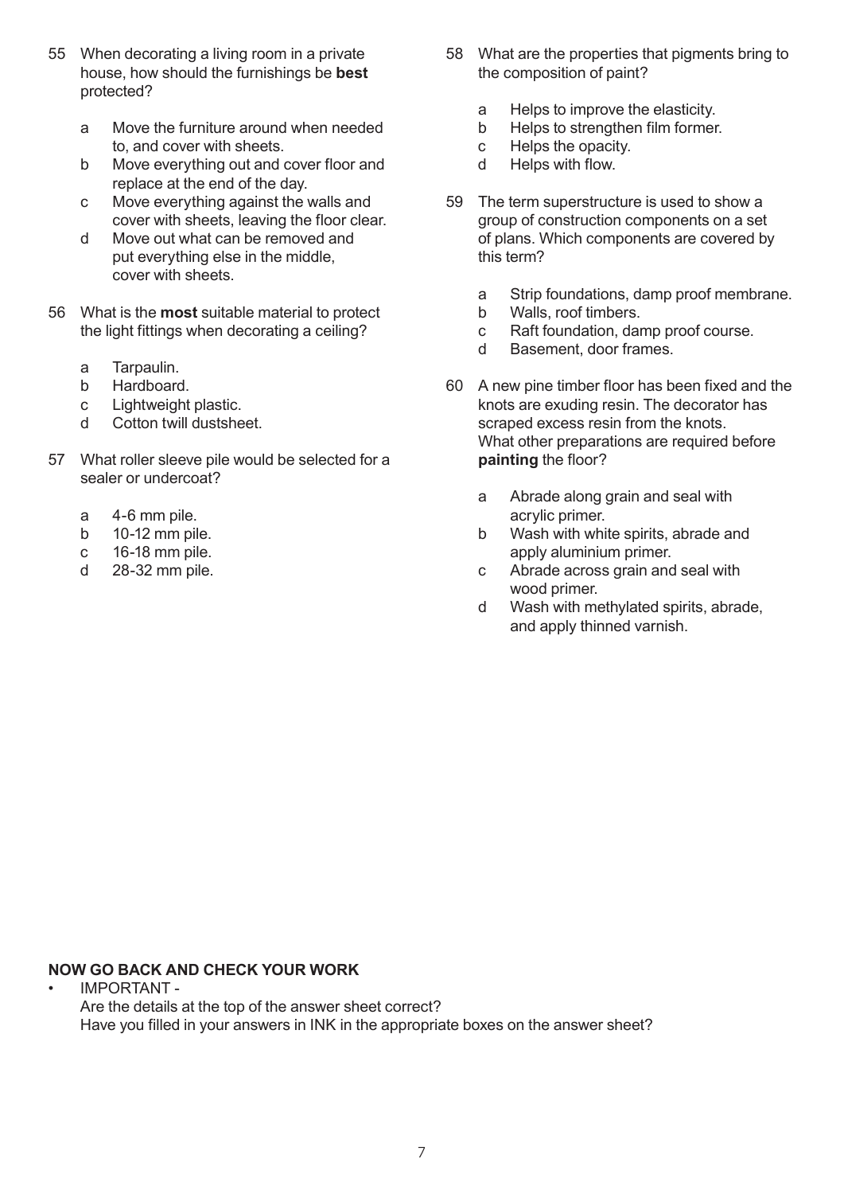55 When decorating a living room in a private house, how should the furnishings be **best** protected?

    a Move the furniture around when needed to, and cover with sheets.
    b Move everything out and cover floor and replace at the end of the day.
    c Move everything against the walls and cover with sheets, leaving the floor clear.
    d Move out what can be removed and put everything else in the middle, cover with sheets.

56 What is the **most** suitable material to protect the light fittings when decorating a ceiling?

    a Tarpaulin.
    b Hardboard.
    c Lightweight plastic.
    d Cotton twill dustsheet.

57 What roller sleeve pile would be selected for a sealer or undercoat?

    a 4-6 mm pile.
    b 10-12 mm pile.
    c 16-18 mm pile.
    d 28-32 mm pile.

58 What are the properties that pigments bring to the composition of paint?

    a Helps to improve the elasticity.
    b Helps to strengthen film former.
    c Helps the opacity.
    d Helps with flow.

59 The term superstructure is used to show a group of construction components on a set of plans. Which components are covered by this term?

    a Strip foundations, damp proof membrane.
    b Walls, roof timbers.
    c Raft foundation, damp proof course.
    d Basement, door frames.

60 A new pine timber floor has been fixed and the knots are exuding resin. The decorator has scraped excess resin from the knots. What other preparations are required before **painting** the floor?

    a Abrade along grain and seal with acrylic primer.
    b Wash with white spirits, abrade and apply aluminium primer.
    c Abrade across grain and seal with wood primer.
    d Wash with methylated spirits, abrade, and apply thinned varnish.

**NOW GO BACK AND CHECK YOUR WORK**

- IMPORTANT -
  Are the details at the top of the answer sheet correct?
  Have you filled in your answers in INK in the appropriate boxes on the answer sheet?